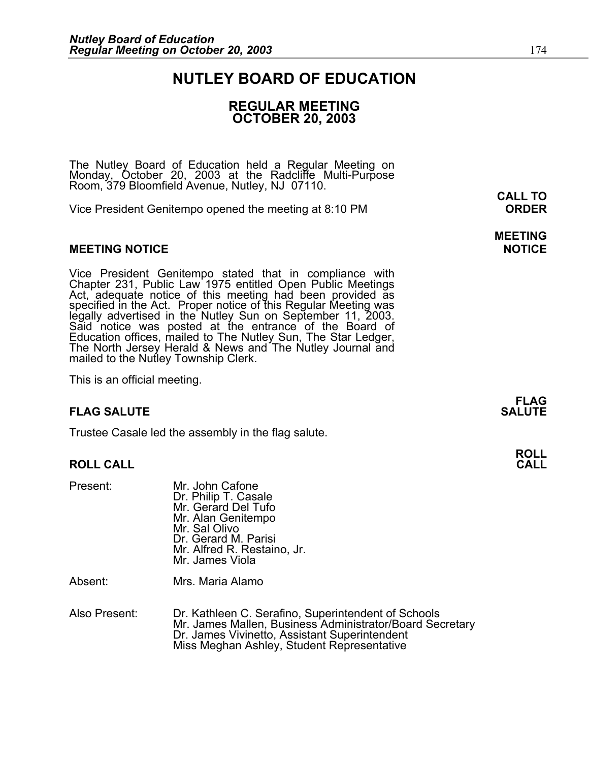# NUTLEY BOARD OF EDUCATION

## REGULAR MEETING
## OCTOBER 20, 2003

The Nutley Board of Education held a Regular Meeting on Monday, October 20, 2003 at the Radcliffe Multi-Purpose Room, 379 Bloomfield Avenue, Nutley, NJ 07110.

**CALL TO ORDER**

Vice President Genitempo opened the meeting at 8:10 PM

**MEETING NOTICE**

Vice President Genitempo stated that in compliance with Chapter 231, Public Law 1975 entitled Open Public Meetings Act, adequate notice of this meeting had been provided as specified in the Act. Proper notice of this Regular Meeting was legally advertised in the Nutley Sun on September 11, 2003. Said notice was posted at the entrance of the Board of Education offices, mailed to The Nutley Sun, The Star Ledger, The North Jersey Herald & News and The Nutley Journal and mailed to the Nutley Township Clerk.

This is an official meeting.

**FLAG SALUTE**

Trustee Casale led the assembly in the flag salute.

**ROLL CALL**

Present:
- Mr. John Cafone
- Dr. Philip T. Casale
- Mr. Gerard Del Tufo
- Mr. Alan Genitempo
- Mr. Sal Olivo
- Dr. Gerard M. Parisi
- Mr. Alfred R. Restaino, Jr.
- Mr. James Viola

Absent:
- Mrs. Maria Alamo

Also Present:
- Dr. Kathleen C. Serafino, Superintendent of Schools
- Mr. James Mallen, Business Administrator/Board Secretary
- Dr. James Vivinetto, Assistant Superintendent
- Miss Meghan Ashley, Student Representative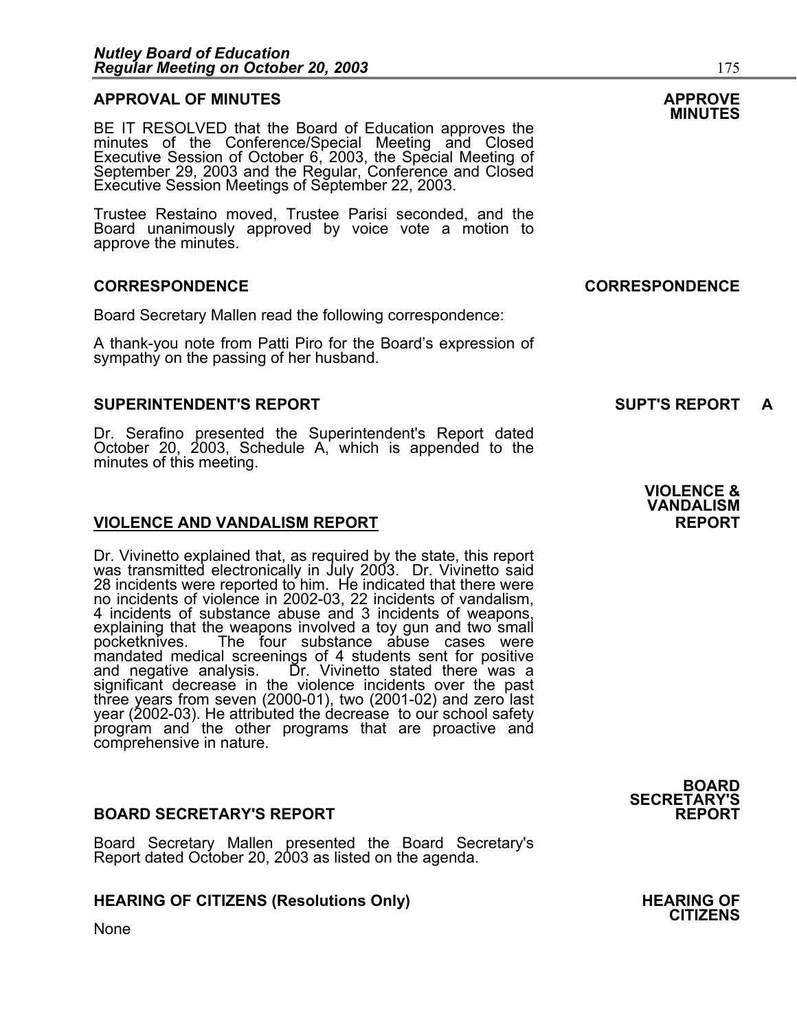## APPROVAL OF MINUTES

**APPROVE MINUTES**

BE IT RESOLVED that the Board of Education approves the minutes of the Conference/Special Meeting and Closed Executive Session of October 6, 2003, the Special Meeting of September 29, 2003 and the Regular, Conference and Closed Executive Session Meetings of September 22, 2003.

Trustee Restaino moved, Trustee Parisi seconded, and the Board unanimously approved by voice vote a motion to approve the minutes.

## CORRESPONDENCE

**CORRESPONDENCE**

Board Secretary Mallen read the following correspondence:

A thank-you note from Patti Piro for the Board's expression of sympathy on the passing of her husband.

## SUPERINTENDENT'S REPORT

**SUPT'S REPORT A**

Dr. Serafino presented the Superintendent's Report dated October 20, 2003, Schedule A, which is appended to the minutes of this meeting.

## VIOLENCE AND VANDALISM REPORT

**VIOLENCE & VANDALISM REPORT**

Dr. Vivinetto explained that, as required by the state, this report was transmitted electronically in July 2003. Dr. Vivinetto said 28 incidents were reported to him. He indicated that there were no incidents of violence in 2002-03, 22 incidents of vandalism, 4 incidents of substance abuse and 3 incidents of weapons, explaining that the weapons involved a toy gun and two small pocketknives. The four substance abuse cases were mandated medical screenings of 4 students sent for positive and negative analysis. Dr. Vivinetto stated there was a significant decrease in the violence incidents over the past three years from seven (2000-01), two (2001-02) and zero last year (2002-03). He attributed the decrease to our school safety program and the other programs that are proactive and comprehensive in nature.

## BOARD SECRETARY'S REPORT

**BOARD SECRETARY'S REPORT**

Board Secretary Mallen presented the Board Secretary's Report dated October 20, 2003 as listed on the agenda.

## HEARING OF CITIZENS (Resolutions Only)

**HEARING OF CITIZENS**

None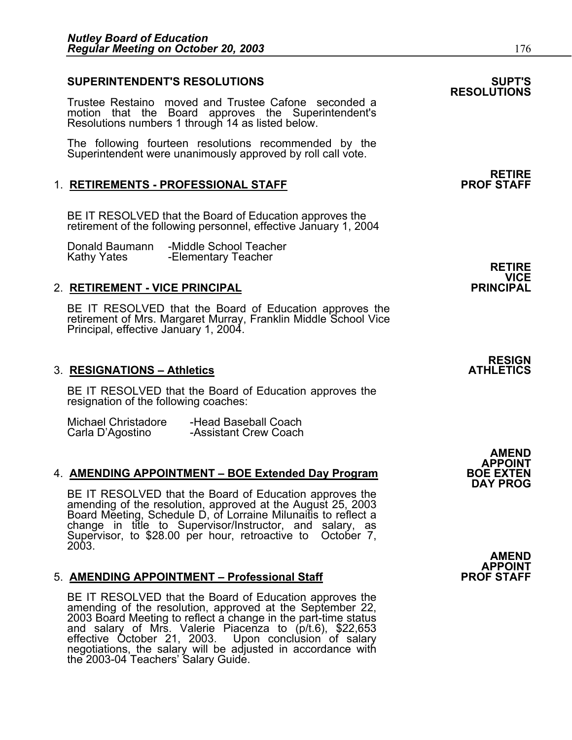## SUPERINTENDENT'S RESOLUTIONS

**SUPT'S RESOLUTIONS**

Trustee Restaino moved and Trustee Cafone seconded a motion that the Board approves the Superintendent's Resolutions numbers 1 through 14 as listed below.

The following fourteen resolutions recommended by the Superintendent were unanimously approved by roll call vote.

**RETIRE PROF STAFF**

### 1. RETIREMENTS - PROFESSIONAL STAFF

BE IT RESOLVED that the Board of Education approves the retirement of the following personnel, effective January 1, 2004

| | |
|---|---|
| Donald Baumann | -Middle School Teacher |
| Kathy Yates | -Elementary Teacher |

**RETIRE VICE PRINCIPAL**

### 2. RETIREMENT - VICE PRINCIPAL

BE IT RESOLVED that the Board of Education approves the retirement of Mrs. Margaret Murray, Franklin Middle School Vice Principal, effective January 1, 2004.

**RESIGN ATHLETICS**

### 3. RESIGNATIONS – Athletics

BE IT RESOLVED that the Board of Education approves the resignation of the following coaches:

| | |
|---|---|
| Michael Christadore | -Head Baseball Coach |
| Carla D'Agostino | -Assistant Crew Coach |

**AMEND APPOINT BOE EXTEN DAY PROG**

### 4. AMENDING APPOINTMENT – BOE Extended Day Program

BE IT RESOLVED that the Board of Education approves the amending of the resolution, approved at the August 25, 2003 Board Meeting, Schedule D, of Lorraine Milunaitis to reflect a change in title to Supervisor/Instructor, and salary, as Supervisor, to $28.00 per hour, retroactive to October 7, 2003.

**AMEND APPOINT PROF STAFF**

### 5. AMENDING APPOINTMENT – Professional Staff

BE IT RESOLVED that the Board of Education approves the amending of the resolution, approved at the September 22, 2003 Board Meeting to reflect a change in the part-time status and salary of Mrs. Valerie Piacenza to (p/t.6), $22,653 effective October 21, 2003. Upon conclusion of salary negotiations, the salary will be adjusted in accordance with the 2003-04 Teachers' Salary Guide.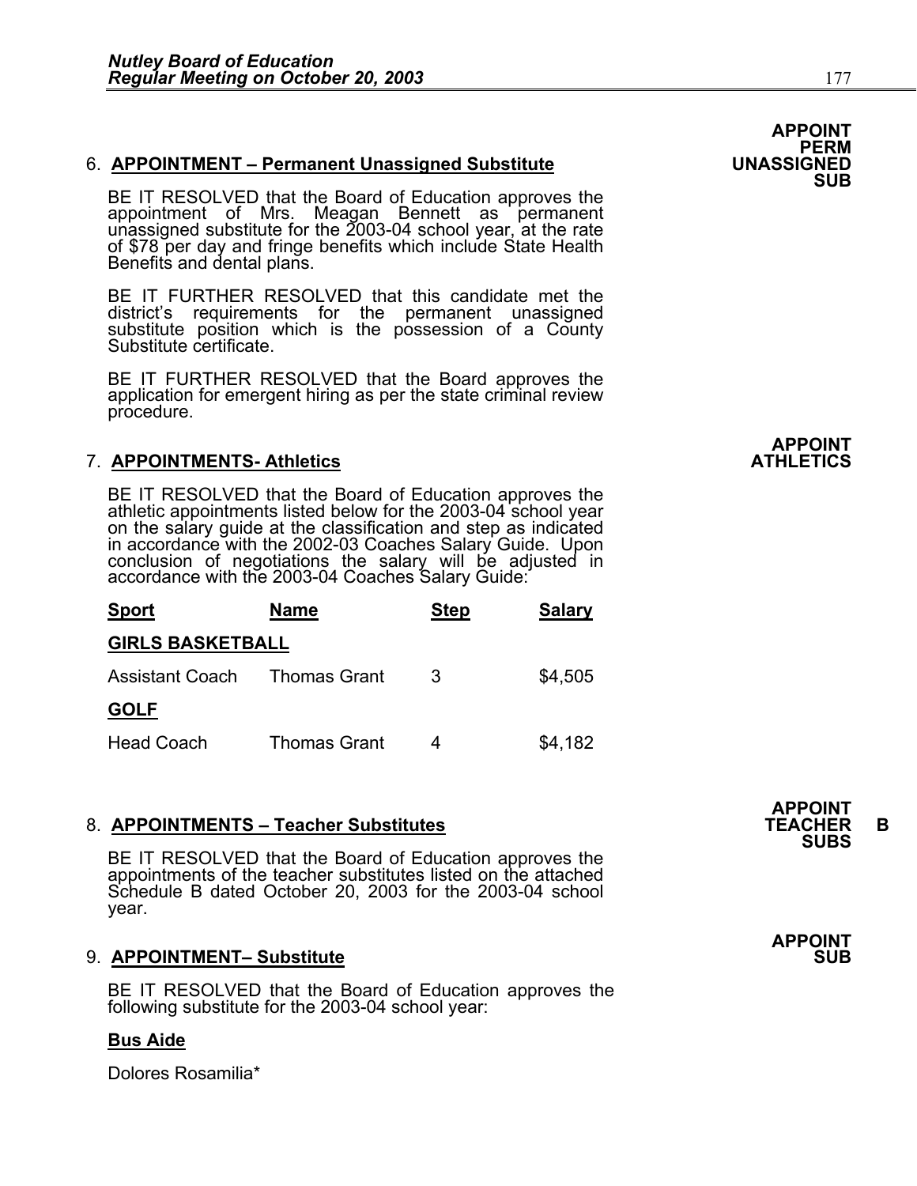**APPOINT PERM UNASSIGNED SUB**

6. **APPOINTMENT – Permanent Unassigned Substitute**

BE IT RESOLVED that the Board of Education approves the appointment of Mrs. Meagan Bennett as permanent unassigned substitute for the 2003-04 school year, at the rate of $78 per day and fringe benefits which include State Health Benefits and dental plans.

BE IT FURTHER RESOLVED that this candidate met the district's requirements for the permanent unassigned substitute position which is the possession of a County Substitute certificate.

BE IT FURTHER RESOLVED that the Board approves the application for emergent hiring as per the state criminal review procedure.

**APPOINT ATHLETICS**

7. **APPOINTMENTS- Athletics**

BE IT RESOLVED that the Board of Education approves the athletic appointments listed below for the 2003-04 school year on the salary guide at the classification and step as indicated in accordance with the 2002-03 Coaches Salary Guide. Upon conclusion of negotiations the salary will be adjusted in accordance with the 2003-04 Coaches Salary Guide:

| Sport | Name | Step | Salary |
|---|---|---|---|
| **GIRLS BASKETBALL** | | | |
| Assistant Coach | Thomas Grant | 3 | $4,505 |
| **GOLF** | | | |
| Head Coach | Thomas Grant | 4 | $4,182 |

**APPOINT TEACHER B SUBS**

8. **APPOINTMENTS – Teacher Substitutes**

BE IT RESOLVED that the Board of Education approves the appointments of the teacher substitutes listed on the attached Schedule B dated October 20, 2003 for the 2003-04 school year.

**APPOINT SUB**

9. **APPOINTMENT– Substitute**

BE IT RESOLVED that the Board of Education approves the following substitute for the 2003-04 school year:

**Bus Aide**

Dolores Rosamilia*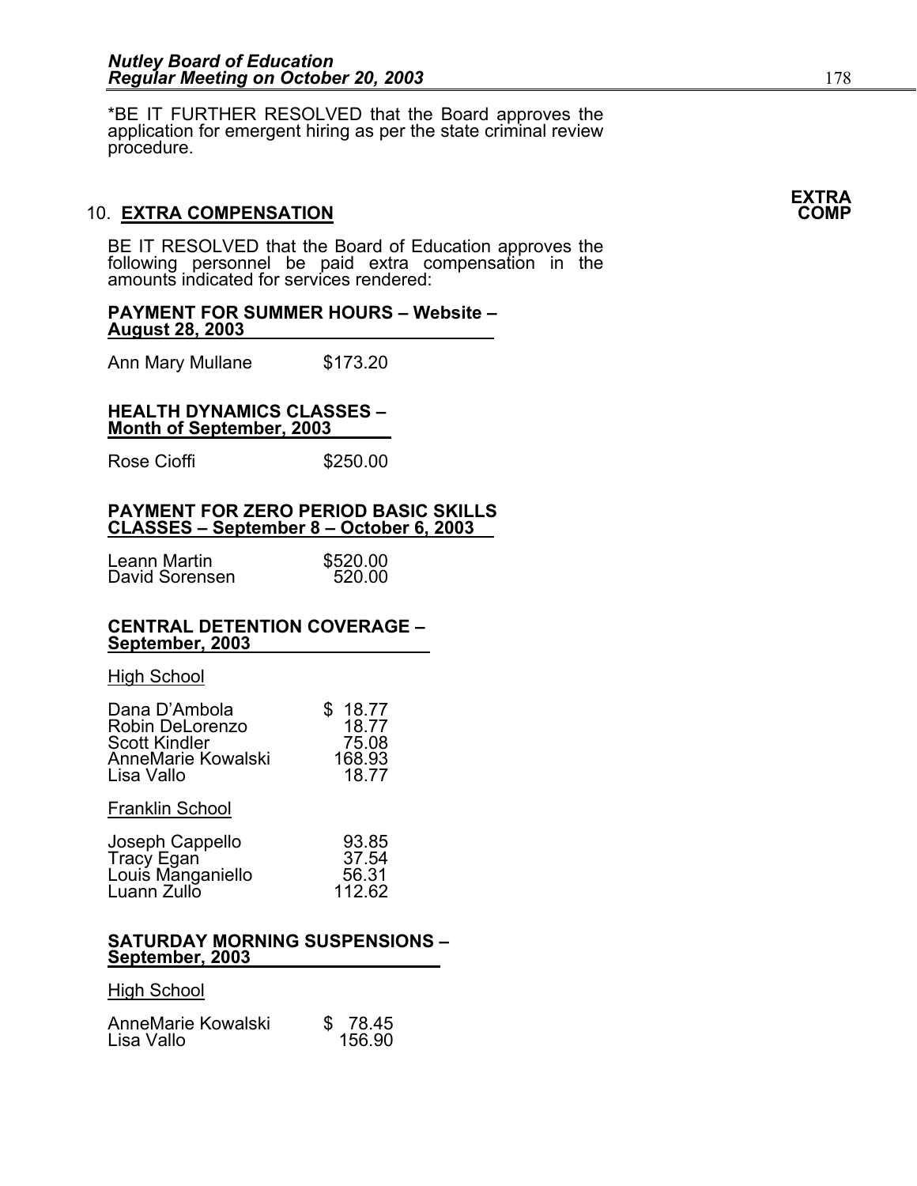*BE IT FURTHER RESOLVED that the Board approves the application for emergent hiring as per the state criminal review procedure.

**EXTRA COMP**

## 10. EXTRA COMPENSATION

BE IT RESOLVED that the Board of Education approves the following personnel be paid extra compensation in the amounts indicated for services rendered:

**PAYMENT FOR SUMMER HOURS – Website – August 28, 2003**

| | |
|---|---|
| Ann Mary Mullane | $173.20 |

**HEALTH DYNAMICS CLASSES – Month of September, 2003**

| | |
|---|---|
| Rose Cioffi | $250.00 |

**PAYMENT FOR ZERO PERIOD BASIC SKILLS CLASSES – September 8 – October 6, 2003**

| | |
|---|---|
| Leann Martin | $520.00 |
| David Sorensen | 520.00 |

**CENTRAL DETENTION COVERAGE – September, 2003**

High School

| | |
|---|---|
| Dana D'Ambola | $ 18.77 |
| Robin DeLorenzo | 18.77 |
| Scott Kindler | 75.08 |
| AnneMarie Kowalski | 168.93 |
| Lisa Vallo | 18.77 |

Franklin School

| | |
|---|---|
| Joseph Cappello | 93.85 |
| Tracy Egan | 37.54 |
| Louis Manganiello | 56.31 |
| Luann Zullo | 112.62 |

**SATURDAY MORNING SUSPENSIONS – September, 2003**

High School

| | |
|---|---|
| AnneMarie Kowalski | $ 78.45 |
| Lisa Vallo | 156.90 |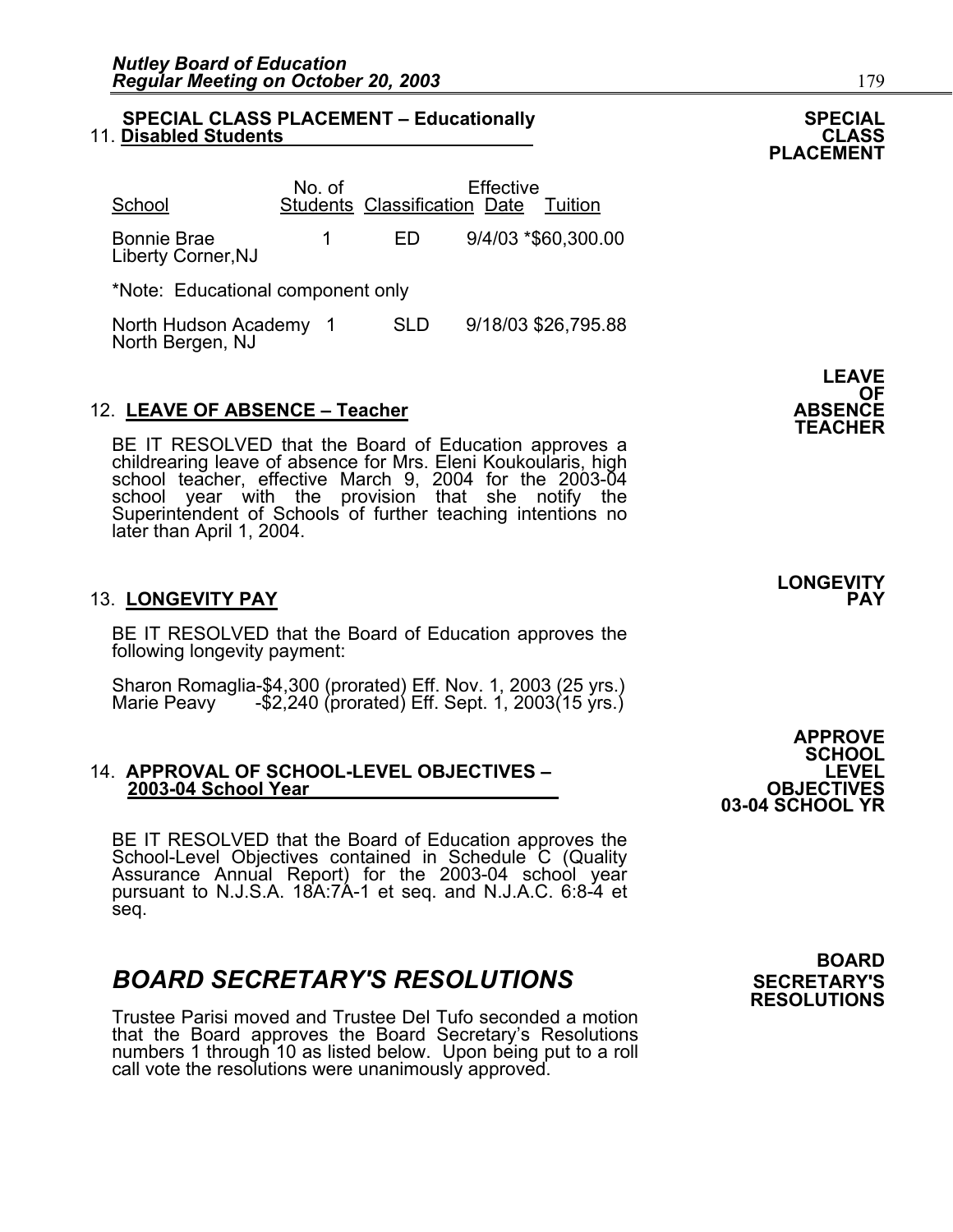**SPECIAL CLASS PLACEMENT**

11. **SPECIAL CLASS PLACEMENT – Educationally Disabled Students**

| School | No. of Students | Classification | Effective Date | Tuition |
|---|---|---|---|---|
| Bonnie Brae Liberty Corner,NJ | 1 | ED | 9/4/03 | *$60,300.00 |

*Note: Educational component only

| School | No. of Students | Classification | Effective Date | Tuition |
|---|---|---|---|---|
| North Hudson Academy North Bergen, NJ | 1 | SLD | 9/18/03 | $26,795.88 |

**LEAVE OF ABSENCE TEACHER**

12. **LEAVE OF ABSENCE – Teacher**

BE IT RESOLVED that the Board of Education approves a childrearing leave of absence for Mrs. Eleni Koukoularis, high school teacher, effective March 9, 2004 for the 2003-04 school year with the provision that she notify the Superintendent of Schools of further teaching intentions no later than April 1, 2004.

**LONGEVITY PAY**

13. **LONGEVITY PAY**

BE IT RESOLVED that the Board of Education approves the following longevity payment:

Sharon Romaglia-$4,300 (prorated) Eff. Nov. 1, 2003 (25 yrs.)
Marie Peavy -$2,240 (prorated) Eff. Sept. 1, 2003(15 yrs.)

**APPROVE SCHOOL LEVEL OBJECTIVES 03-04 SCHOOL YR**

14. **APPROVAL OF SCHOOL-LEVEL OBJECTIVES – 2003-04 School Year**

BE IT RESOLVED that the Board of Education approves the School-Level Objectives contained in Schedule C (Quality Assurance Annual Report) for the 2003-04 school year pursuant to N.J.S.A. 18A:7A-1 et seq. and N.J.A.C. 6:8-4 et seq.

**BOARD SECRETARY'S RESOLUTIONS**

## *BOARD SECRETARY'S RESOLUTIONS*

Trustee Parisi moved and Trustee Del Tufo seconded a motion that the Board approves the Board Secretary's Resolutions numbers 1 through 10 as listed below. Upon being put to a roll call vote the resolutions were unanimously approved.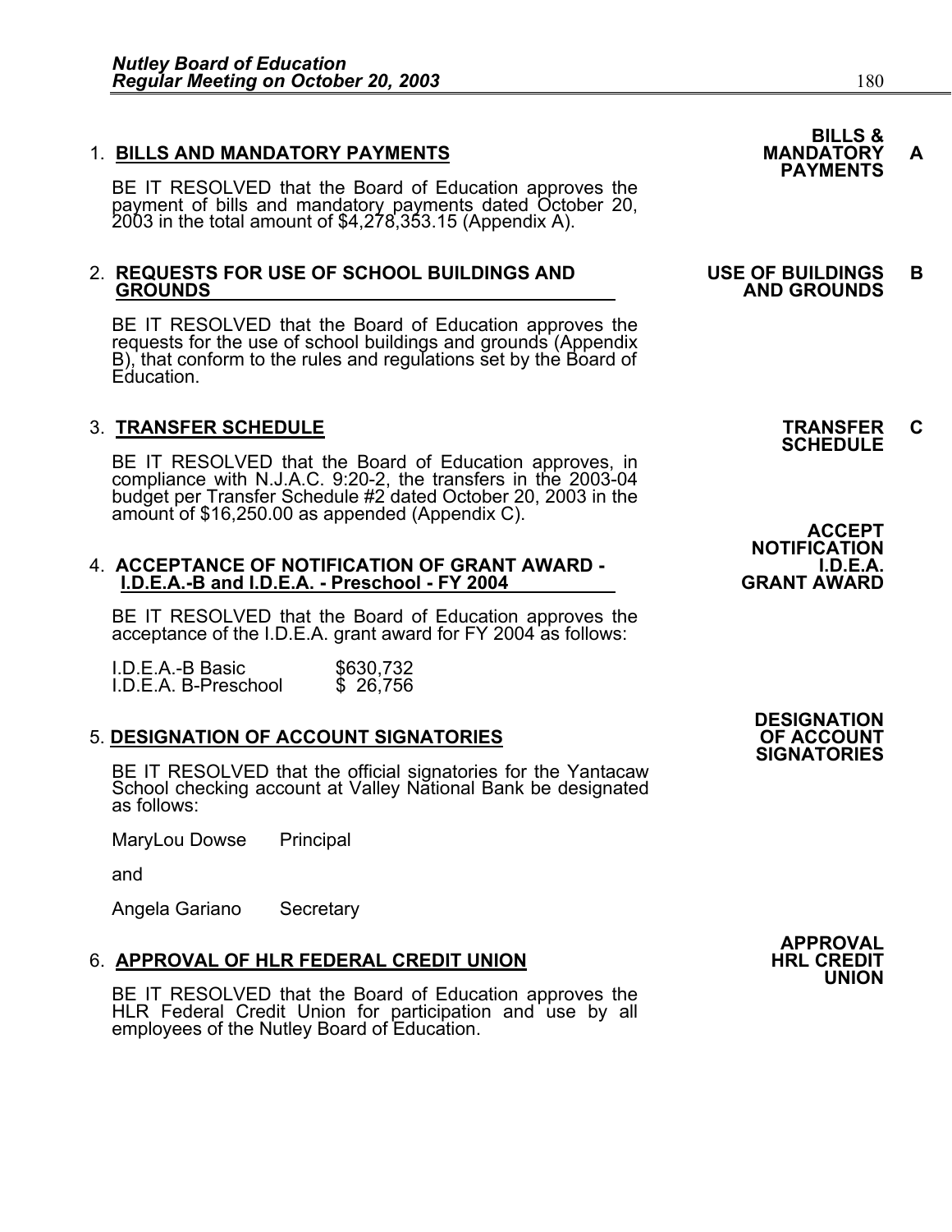1. **BILLS AND MANDATORY PAYMENTS** — **BILLS & MANDATORY PAYMENTS A**

BE IT RESOLVED that the Board of Education approves the payment of bills and mandatory payments dated October 20, 2003 in the total amount of $4,278,353.15 (Appendix A).

2. **REQUESTS FOR USE OF SCHOOL BUILDINGS AND GROUNDS** — **USE OF BUILDINGS AND GROUNDS B**

BE IT RESOLVED that the Board of Education approves the requests for the use of school buildings and grounds (Appendix B), that conform to the rules and regulations set by the Board of Education.

3. **TRANSFER SCHEDULE** — **TRANSFER SCHEDULE C**

BE IT RESOLVED that the Board of Education approves, in compliance with N.J.A.C. 9:20-2, the transfers in the 2003-04 budget per Transfer Schedule #2 dated October 20, 2003 in the amount of $16,250.00 as appended (Appendix C).

4. **ACCEPTANCE OF NOTIFICATION OF GRANT AWARD - I.D.E.A.-B and I.D.E.A. - Preschool - FY 2004** — **ACCEPT NOTIFICATION I.D.E.A. GRANT AWARD**

BE IT RESOLVED that the Board of Education approves the acceptance of the I.D.E.A. grant award for FY 2004 as follows:

| | |
|---|---|
| I.D.E.A.-B Basic | $630,732 |
| I.D.E.A. B-Preschool | $ 26,756 |

5. **DESIGNATION OF ACCOUNT SIGNATORIES** — **DESIGNATION OF ACCOUNT SIGNATORIES**

BE IT RESOLVED that the official signatories for the Yantacaw School checking account at Valley National Bank be designated as follows:

MaryLou Dowse Principal

and

Angela Gariano Secretary

6. **APPROVAL OF HLR FEDERAL CREDIT UNION** — **APPROVAL HRL CREDIT UNION**

BE IT RESOLVED that the Board of Education approves the HLR Federal Credit Union for participation and use by all employees of the Nutley Board of Education.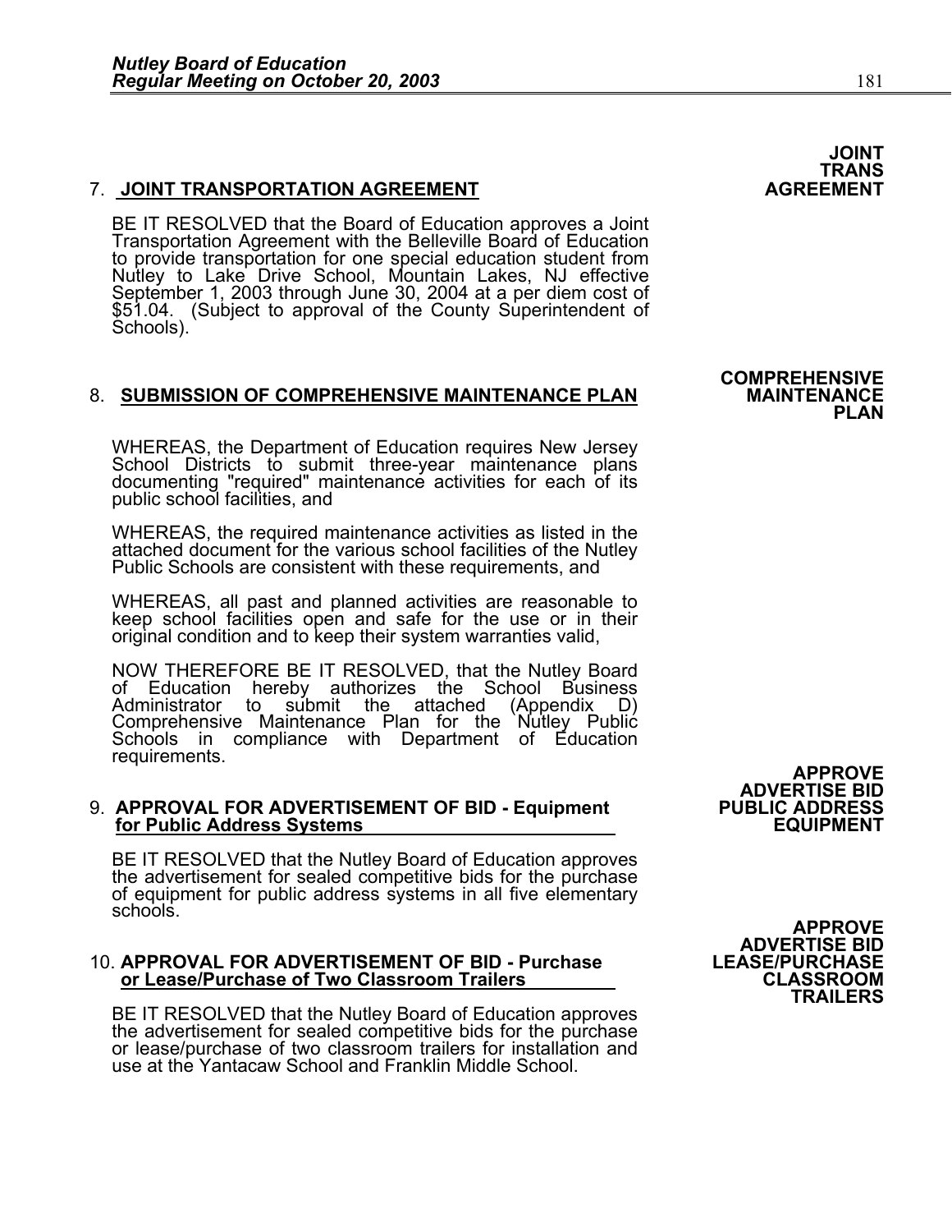**JOINT TRANS AGREEMENT**

## 7. JOINT TRANSPORTATION AGREEMENT

BE IT RESOLVED that the Board of Education approves a Joint Transportation Agreement with the Belleville Board of Education to provide transportation for one special education student from Nutley to Lake Drive School, Mountain Lakes, NJ effective September 1, 2003 through June 30, 2004 at a per diem cost of $51.04. (Subject to approval of the County Superintendent of Schools).

**COMPREHENSIVE MAINTENANCE PLAN**

## 8. SUBMISSION OF COMPREHENSIVE MAINTENANCE PLAN

WHEREAS, the Department of Education requires New Jersey School Districts to submit three-year maintenance plans documenting "required" maintenance activities for each of its public school facilities, and

WHEREAS, the required maintenance activities as listed in the attached document for the various school facilities of the Nutley Public Schools are consistent with these requirements, and

WHEREAS, all past and planned activities are reasonable to keep school facilities open and safe for the use or in their original condition and to keep their system warranties valid,

NOW THEREFORE BE IT RESOLVED, that the Nutley Board of Education hereby authorizes the School Business Administrator to submit the attached (Appendix D) Comprehensive Maintenance Plan for the Nutley Public Schools in compliance with Department of Education requirements.

**APPROVE ADVERTISE BID PUBLIC ADDRESS EQUIPMENT**

## 9. APPROVAL FOR ADVERTISEMENT OF BID - Equipment for Public Address Systems

BE IT RESOLVED that the Nutley Board of Education approves the advertisement for sealed competitive bids for the purchase of equipment for public address systems in all five elementary schools.

**APPROVE ADVERTISE BID LEASE/PURCHASE CLASSROOM TRAILERS**

## 10. APPROVAL FOR ADVERTISEMENT OF BID - Purchase or Lease/Purchase of Two Classroom Trailers

BE IT RESOLVED that the Nutley Board of Education approves the advertisement for sealed competitive bids for the purchase or lease/purchase of two classroom trailers for installation and use at the Yantacaw School and Franklin Middle School.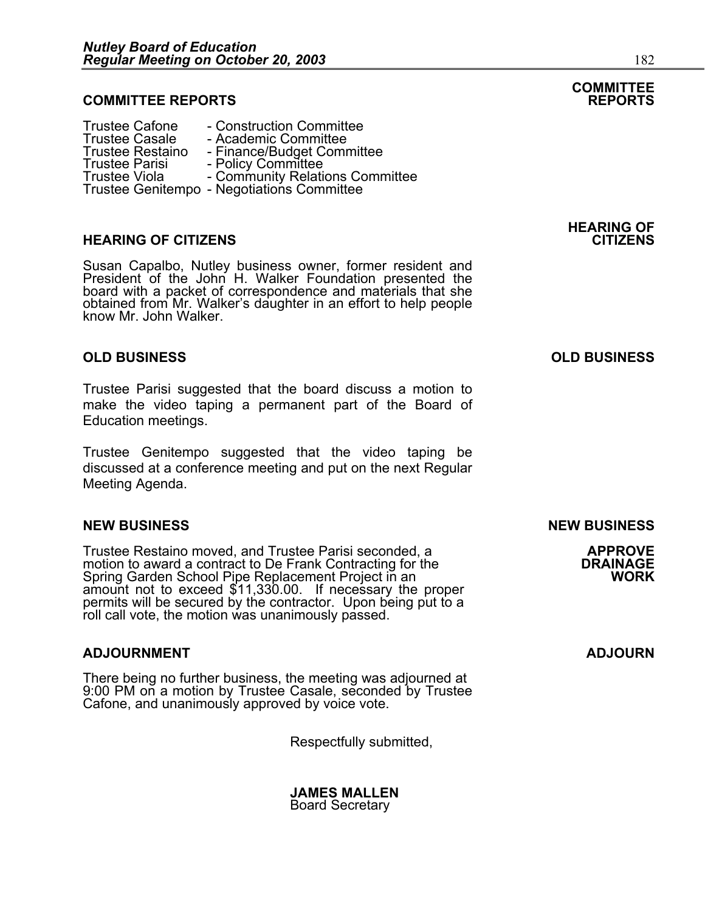## COMMITTEE REPORTS

**COMMITTEE REPORTS**

Trustee Cafone - Construction Committee
Trustee Casale - Academic Committee
Trustee Restaino - Finance/Budget Committee
Trustee Parisi - Policy Committee
Trustee Viola - Community Relations Committee
Trustee Genitempo - Negotiations Committee

## HEARING OF CITIZENS

**HEARING OF CITIZENS**

Susan Capalbo, Nutley business owner, former resident and President of the John H. Walker Foundation presented the board with a packet of correspondence and materials that she obtained from Mr. Walker's daughter in an effort to help people know Mr. John Walker.

## OLD BUSINESS

**OLD BUSINESS**

Trustee Parisi suggested that the board discuss a motion to make the video taping a permanent part of the Board of Education meetings.

Trustee Genitempo suggested that the video taping be discussed at a conference meeting and put on the next Regular Meeting Agenda.

## NEW BUSINESS

**NEW BUSINESS**

**APPROVE DRAINAGE WORK**

Trustee Restaino moved, and Trustee Parisi seconded, a motion to award a contract to De Frank Contracting for the Spring Garden School Pipe Replacement Project in an amount not to exceed $11,330.00. If necessary the proper permits will be secured by the contractor. Upon being put to a roll call vote, the motion was unanimously passed.

## ADJOURNMENT

**ADJOURN**

There being no further business, the meeting was adjourned at 9:00 PM on a motion by Trustee Casale, seconded by Trustee Cafone, and unanimously approved by voice vote.

Respectfully submitted,

**JAMES MALLEN**
Board Secretary